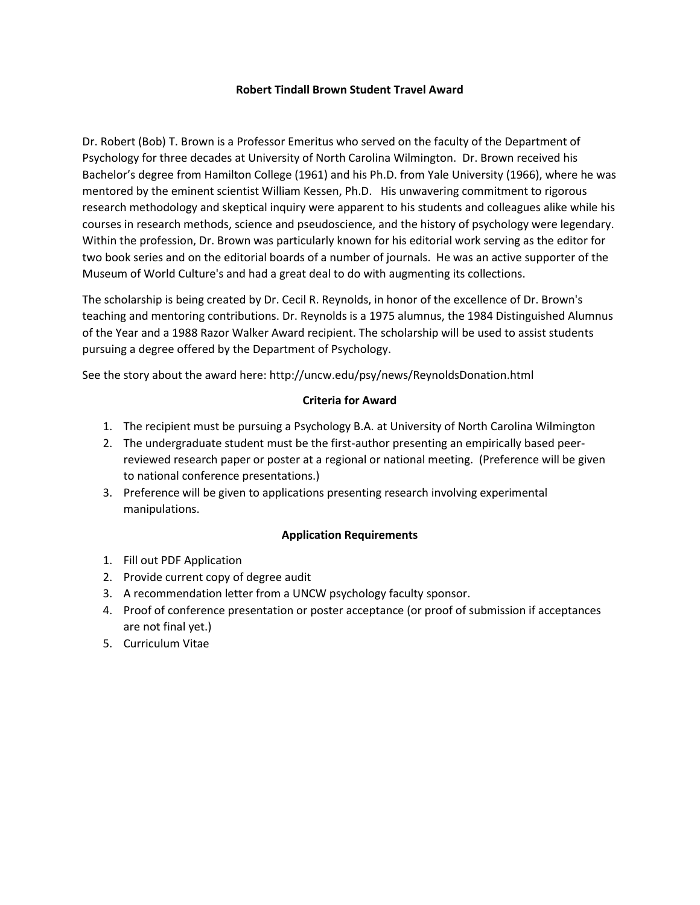# Robert Tindall Brown Student Travel Award

Dr. Robert (Bob) T. Brown is a Professor Emeritus who served on the faculty of the Department of Psychology for three decades at University of North Carolina Wilmington. Dr. Brown received his Bachelor's degree from Hamilton College (1961) and his Ph.D. from Yale University (1966), where he was mentored by the eminent scientist William Kessen, Ph.D. His unwavering commitment to rigorous research methodology and skeptical inquiry were apparent to his students and colleagues alike while his courses in research methods, science and pseudoscience, and the history of psychology were legendary. Within the profession, Dr. Brown was particularly known for his editorial work serving as the editor for two book series and on the editorial boards of a number of journals. He was an active supporter of the Museum of World Culture's and had a great deal to do with augmenting its collections.

The scholarship is being created by Dr. Cecil R. Reynolds, in honor of the excellence of Dr. Brown's teaching and mentoring contributions. Dr. Reynolds is a 1975 alumnus, the 1984 Distinguished Alumnus of the Year and a 1988 Razor Walker Award recipient. The scholarship will be used to assist students pursuing a degree offered by the Department of Psychology.

See the story about the award here: http://uncw.edu/psy/news/ReynoldsDonation.html

## Criteria for Award

1. The recipient must be pursuing a Psychology B.A. at University of North Carolina Wilmington
2. The undergraduate student must be the first-author presenting an empirically based peer-reviewed research paper or poster at a regional or national meeting. (Preference will be given to national conference presentations.)
3. Preference will be given to applications presenting research involving experimental manipulations.

## Application Requirements

1. Fill out PDF Application
2. Provide current copy of degree audit
3. A recommendation letter from a UNCW psychology faculty sponsor.
4. Proof of conference presentation or poster acceptance (or proof of submission if acceptances are not final yet.)
5. Curriculum Vitae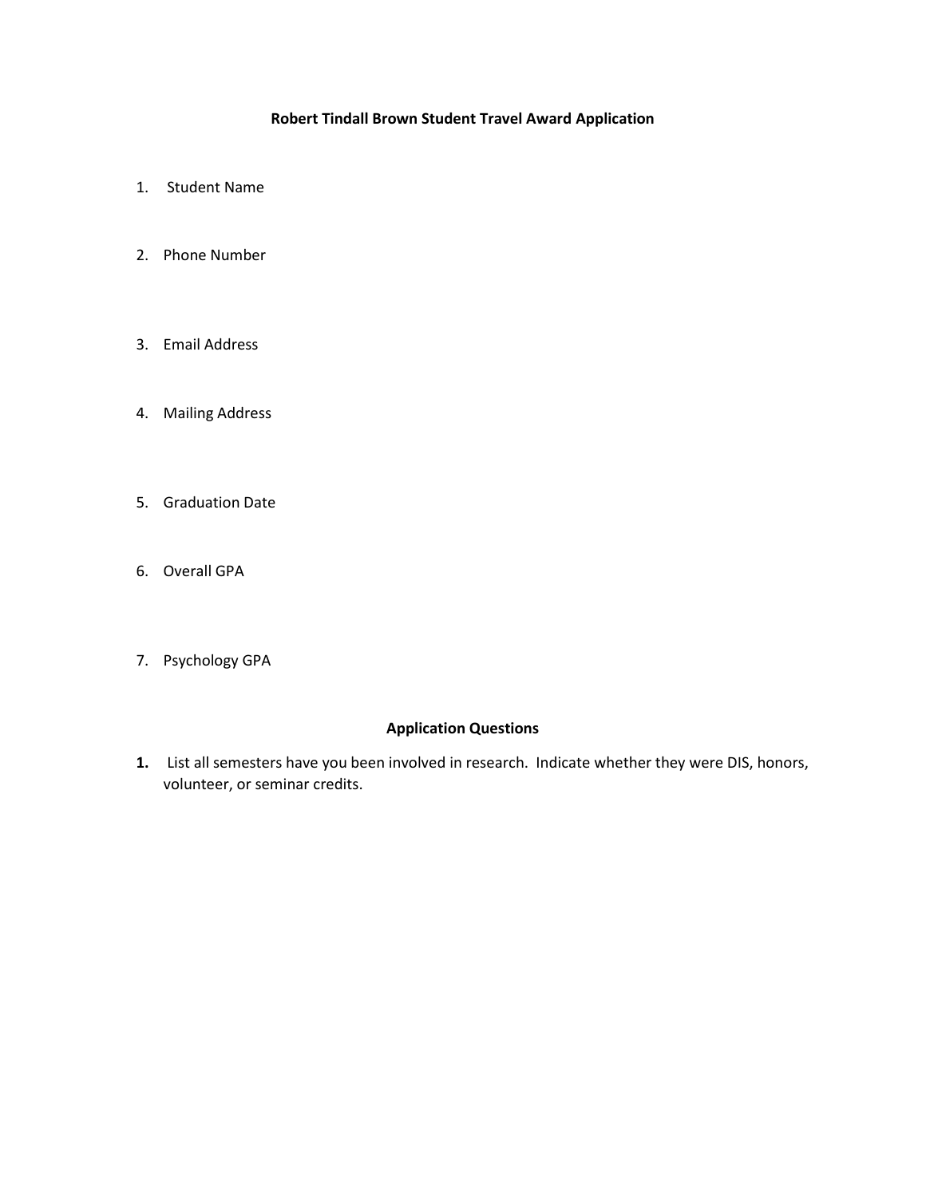**Robert Tindall Brown Student Travel Award Application**

1. Student Name
2. Phone Number
3. Email Address
4. Mailing Address
5. Graduation Date
6. Overall GPA
7. Psychology GPA

**Application Questions**

**1.** List all semesters have you been involved in research. Indicate whether they were DIS, honors, volunteer, or seminar credits.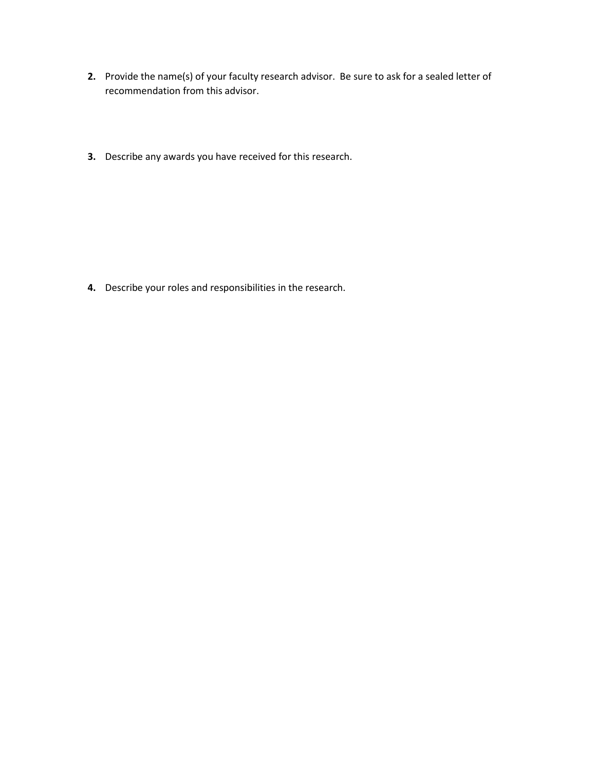2. Provide the name(s) of your faculty research advisor. Be sure to ask for a sealed letter of recommendation from this advisor.

3. Describe any awards you have received for this research.

4. Describe your roles and responsibilities in the research.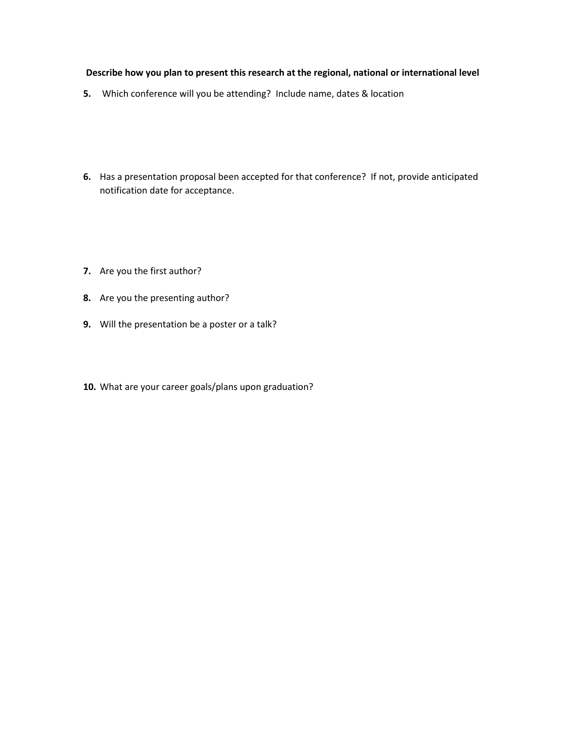**Describe how you plan to present this research at the regional, national or international level**

**5.** Which conference will you be attending? Include name, dates & location

**6.** Has a presentation proposal been accepted for that conference? If not, provide anticipated notification date for acceptance.

**7.** Are you the first author?

**8.** Are you the presenting author?

**9.** Will the presentation be a poster or a talk?

**10.** What are your career goals/plans upon graduation?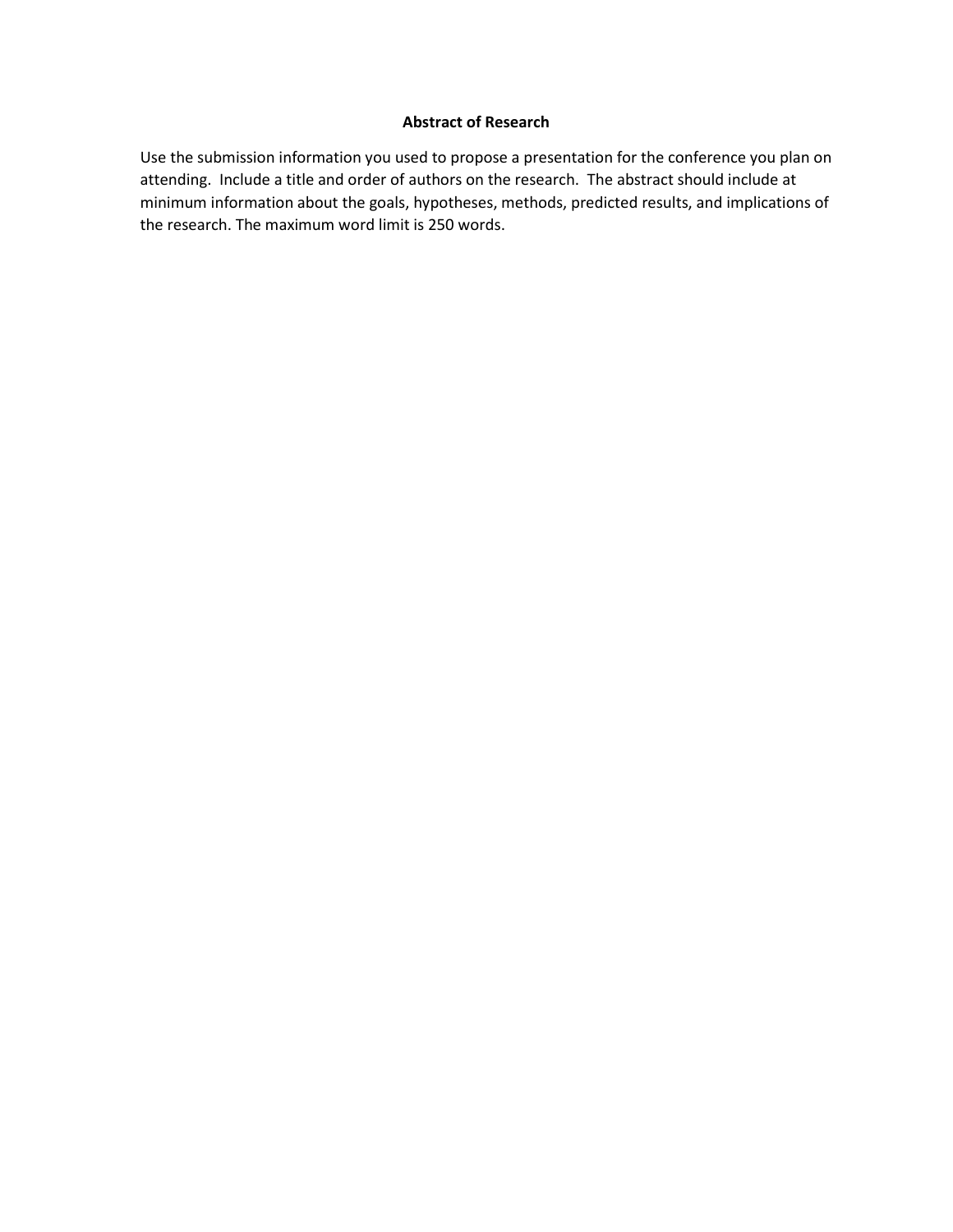**Abstract of Research**

Use the submission information you used to propose a presentation for the conference you plan on attending. Include a title and order of authors on the research. The abstract should include at minimum information about the goals, hypotheses, methods, predicted results, and implications of the research. The maximum word limit is 250 words.